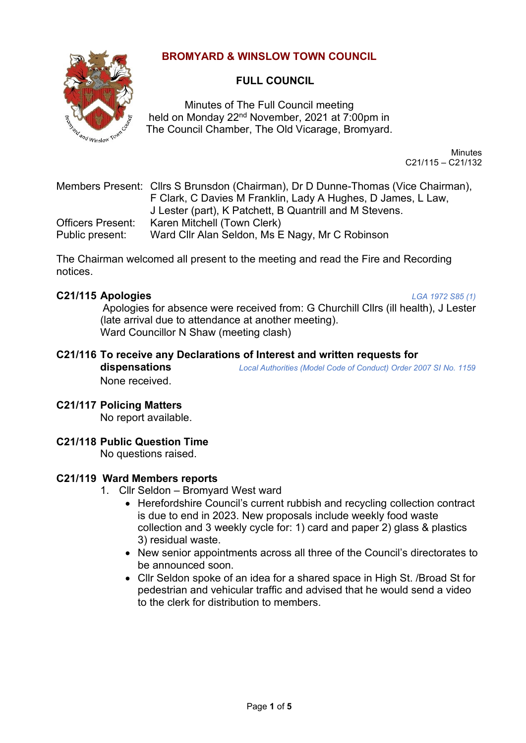# BROMYARD & WINSLOW TOWN COUNCIL

## FULL COUNCIL

Minutes of The Full Council meeting
held on Monday 22nd November, 2021 at 7:00pm in
The Council Chamber, The Old Vicarage, Bromyard.

Minutes
C21/115 – C21/132

| | |
|---|---|
| Members Present: | Cllrs S Brunsdon (Chairman), Dr D Dunne-Thomas (Vice Chairman), F Clark, C Davies M Franklin, Lady A Hughes, D James, L Law, J Lester (part), K Patchett, B Quantrill and M Stevens. |
| Officers Present: | Karen Mitchell (Town Clerk) |
| Public present: | Ward Cllr Alan Seldon, Ms E Nagy, Mr C Robinson |

The Chairman welcomed all present to the meeting and read the Fire and Recording notices.

### C21/115 Apologies

*LGA 1972 S85 (1)*

Apologies for absence were received from: G Churchill Cllrs (ill health), J Lester (late arrival due to attendance at another meeting).
Ward Councillor N Shaw (meeting clash)

### C21/116 To receive any Declarations of Interest and written requests for dispensations

*Local Authorities (Model Code of Conduct) Order 2007 SI No. 1159*

None received.

### C21/117 Policing Matters

No report available.

### C21/118 Public Question Time

No questions raised.

### C21/119 Ward Members reports

1. Cllr Seldon – Bromyard West ward
   - Herefordshire Council's current rubbish and recycling collection contract is due to end in 2023. New proposals include weekly food waste collection and 3 weekly cycle for: 1) card and paper 2) glass & plastics 3) residual waste.
   - New senior appointments across all three of the Council's directorates to be announced soon.
   - Cllr Seldon spoke of an idea for a shared space in High St. /Broad St for pedestrian and vehicular traffic and advised that he would send a video to the clerk for distribution to members.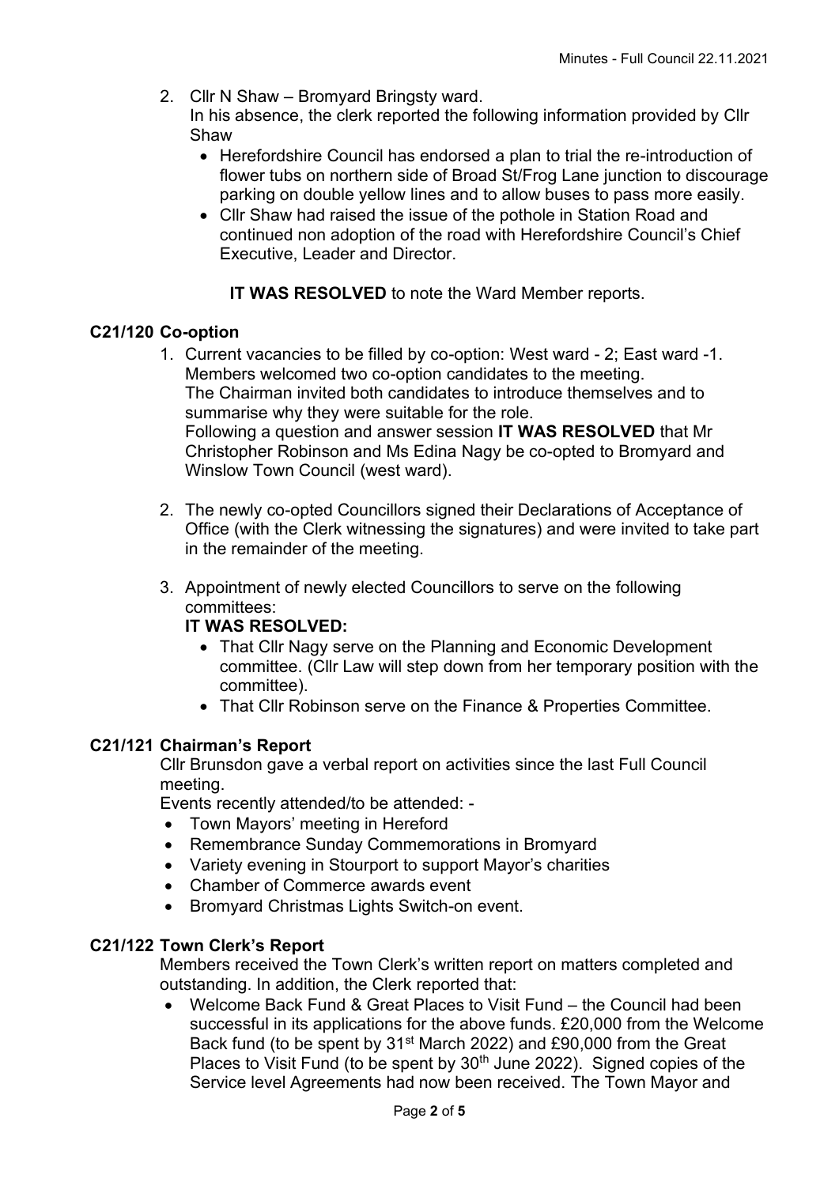2. Cllr N Shaw – Bromyard Bringsty ward.
   In his absence, the clerk reported the following information provided by Cllr Shaw
   - Herefordshire Council has endorsed a plan to trial the re-introduction of flower tubs on northern side of Broad St/Frog Lane junction to discourage parking on double yellow lines and to allow buses to pass more easily.
   - Cllr Shaw had raised the issue of the pothole in Station Road and continued non adoption of the road with Herefordshire Council's Chief Executive, Leader and Director.

   **IT WAS RESOLVED** to note the Ward Member reports.

**C21/120 Co-option**

1. Current vacancies to be filled by co-option: West ward - 2; East ward -1.
   Members welcomed two co-option candidates to the meeting.
   The Chairman invited both candidates to introduce themselves and to summarise why they were suitable for the role.
   Following a question and answer session **IT WAS RESOLVED** that Mr Christopher Robinson and Ms Edina Nagy be co-opted to Bromyard and Winslow Town Council (west ward).

2. The newly co-opted Councillors signed their Declarations of Acceptance of Office (with the Clerk witnessing the signatures) and were invited to take part in the remainder of the meeting.

3. Appointment of newly elected Councillors to serve on the following committees:
   **IT WAS RESOLVED:**
   - That Cllr Nagy serve on the Planning and Economic Development committee. (Cllr Law will step down from her temporary position with the committee).
   - That Cllr Robinson serve on the Finance & Properties Committee.

**C21/121 Chairman's Report**

Cllr Brunsdon gave a verbal report on activities since the last Full Council meeting.
Events recently attended/to be attended: -

- Town Mayors' meeting in Hereford
- Remembrance Sunday Commemorations in Bromyard
- Variety evening in Stourport to support Mayor's charities
- Chamber of Commerce awards event
- Bromyard Christmas Lights Switch-on event.

**C21/122 Town Clerk's Report**

Members received the Town Clerk's written report on matters completed and outstanding. In addition, the Clerk reported that:

- Welcome Back Fund & Great Places to Visit Fund – the Council had been successful in its applications for the above funds. £20,000 from the Welcome Back fund (to be spent by 31st March 2022) and £90,000 from the Great Places to Visit Fund (to be spent by 30th June 2022). Signed copies of the Service level Agreements had now been received. The Town Mayor and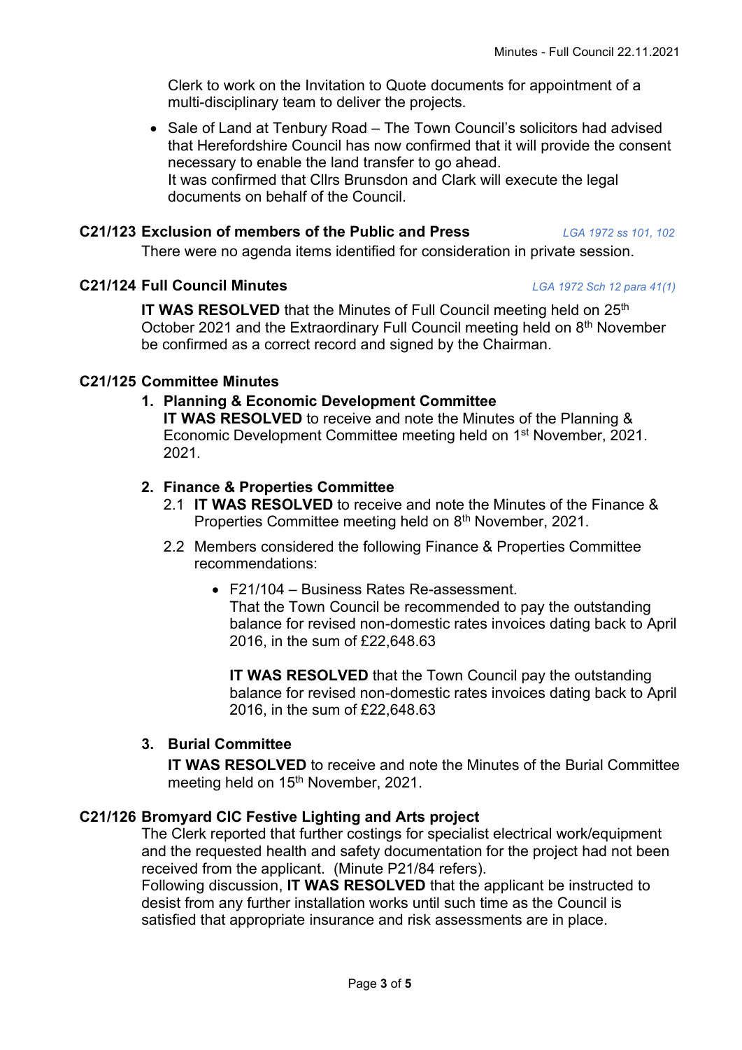Clerk to work on the Invitation to Quote documents for appointment of a multi-disciplinary team to deliver the projects.

- Sale of Land at Tenbury Road – The Town Council's solicitors had advised that Herefordshire Council has now confirmed that it will provide the consent necessary to enable the land transfer to go ahead.
  It was confirmed that Cllrs Brunsdon and Clark will execute the legal documents on behalf of the Council.

### C21/123 Exclusion of members of the Public and Press

*LGA 1972 ss 101, 102*

There were no agenda items identified for consideration in private session.

### C21/124 Full Council Minutes

*LGA 1972 Sch 12 para 41(1)*

**IT WAS RESOLVED** that the Minutes of Full Council meeting held on 25th October 2021 and the Extraordinary Full Council meeting held on 8th November be confirmed as a correct record and signed by the Chairman.

### C21/125 Committee Minutes

1. **Planning & Economic Development Committee**
   **IT WAS RESOLVED** to receive and note the Minutes of the Planning & Economic Development Committee meeting held on 1st November, 2021. 2021.

2. **Finance & Properties Committee**
   2.1 **IT WAS RESOLVED** to receive and note the Minutes of the Finance & Properties Committee meeting held on 8th November, 2021.

   2.2 Members considered the following Finance & Properties Committee recommendations:

   - F21/104 – Business Rates Re-assessment.
     That the Town Council be recommended to pay the outstanding balance for revised non-domestic rates invoices dating back to April 2016, in the sum of £22,648.63

     **IT WAS RESOLVED** that the Town Council pay the outstanding balance for revised non-domestic rates invoices dating back to April 2016, in the sum of £22,648.63

3. **Burial Committee**
   **IT WAS RESOLVED** to receive and note the Minutes of the Burial Committee meeting held on 15th November, 2021.

### C21/126 Bromyard CIC Festive Lighting and Arts project

The Clerk reported that further costings for specialist electrical work/equipment and the requested health and safety documentation for the project had not been received from the applicant. (Minute P21/84 refers).
Following discussion, **IT WAS RESOLVED** that the applicant be instructed to desist from any further installation works until such time as the Council is satisfied that appropriate insurance and risk assessments are in place.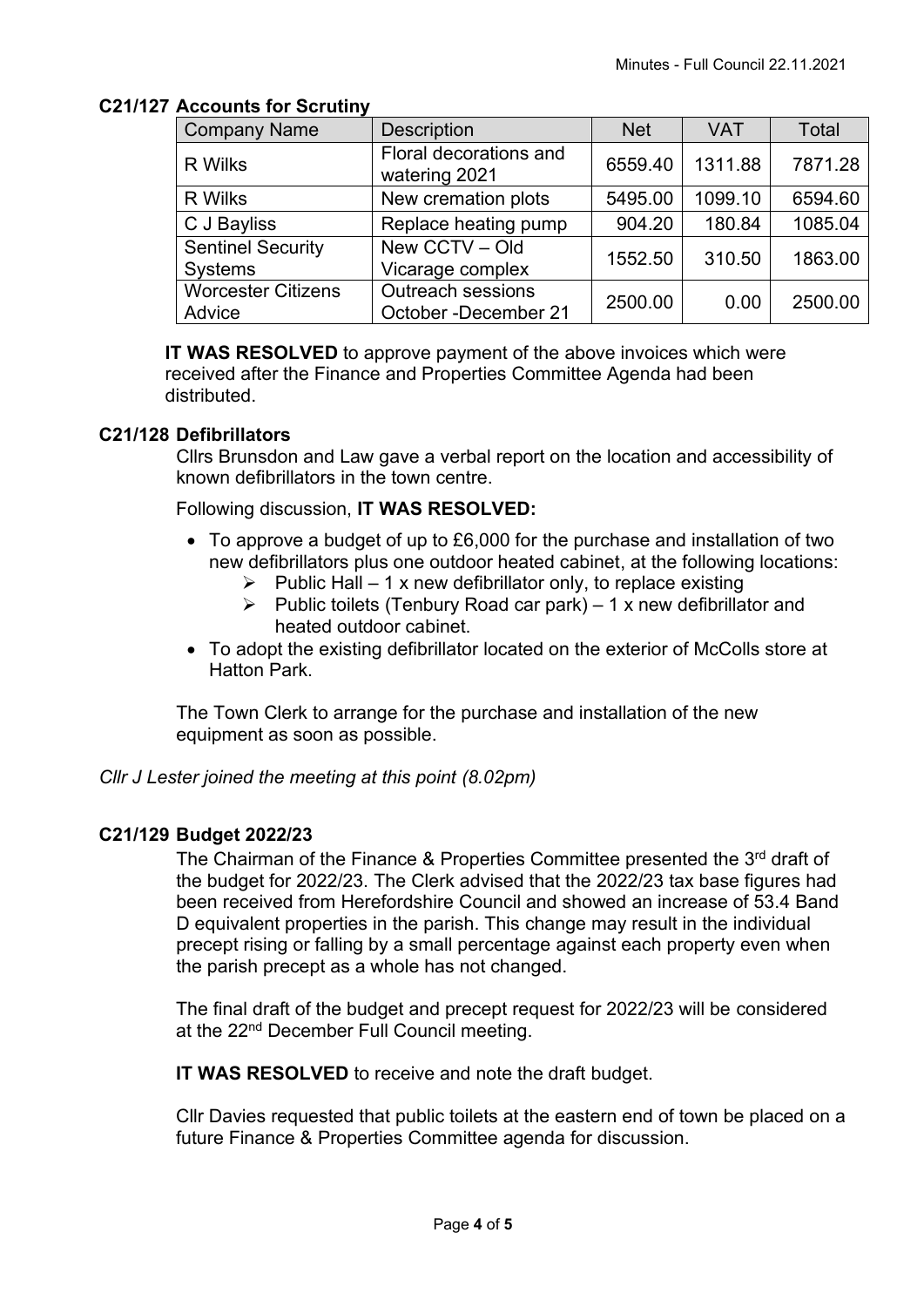### C21/127 Accounts for Scrutiny

| Company Name | Description | Net | VAT | Total |
|---|---|---|---|---|
| R Wilks | Floral decorations and watering 2021 | 6559.40 | 1311.88 | 7871.28 |
| R Wilks | New cremation plots | 5495.00 | 1099.10 | 6594.60 |
| C J Bayliss | Replace heating pump | 904.20 | 180.84 | 1085.04 |
| Sentinel Security Systems | New CCTV – Old Vicarage complex | 1552.50 | 310.50 | 1863.00 |
| Worcester Citizens Advice | Outreach sessions October -December 21 | 2500.00 | 0.00 | 2500.00 |

**IT WAS RESOLVED** to approve payment of the above invoices which were received after the Finance and Properties Committee Agenda had been distributed.

### C21/128 Defibrillators

Cllrs Brunsdon and Law gave a verbal report on the location and accessibility of known defibrillators in the town centre.

Following discussion, **IT WAS RESOLVED:**

- To approve a budget of up to £6,000 for the purchase and installation of two new defibrillators plus one outdoor heated cabinet, at the following locations:
  - Public Hall – 1 x new defibrillator only, to replace existing
  - Public toilets (Tenbury Road car park) – 1 x new defibrillator and heated outdoor cabinet.
- To adopt the existing defibrillator located on the exterior of McColls store at Hatton Park.

The Town Clerk to arrange for the purchase and installation of the new equipment as soon as possible.

*Cllr J Lester joined the meeting at this point (8.02pm)*

### C21/129 Budget 2022/23

The Chairman of the Finance & Properties Committee presented the 3rd draft of the budget for 2022/23. The Clerk advised that the 2022/23 tax base figures had been received from Herefordshire Council and showed an increase of 53.4 Band D equivalent properties in the parish. This change may result in the individual precept rising or falling by a small percentage against each property even when the parish precept as a whole has not changed.

The final draft of the budget and precept request for 2022/23 will be considered at the 22nd December Full Council meeting.

**IT WAS RESOLVED** to receive and note the draft budget.

Cllr Davies requested that public toilets at the eastern end of town be placed on a future Finance & Properties Committee agenda for discussion.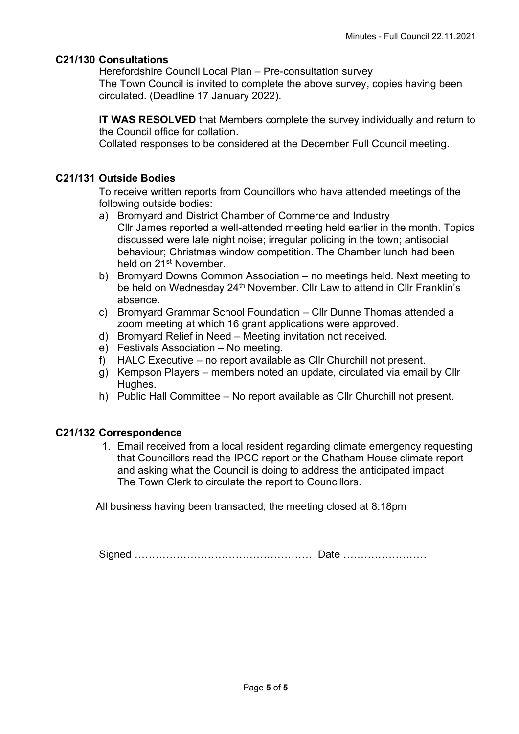## C21/130 Consultations

Herefordshire Council Local Plan – Pre-consultation survey
The Town Council is invited to complete the above survey, copies having been circulated. (Deadline 17 January 2022).

**IT WAS RESOLVED** that Members complete the survey individually and return to the Council office for collation.
Collated responses to be considered at the December Full Council meeting.

## C21/131 Outside Bodies

To receive written reports from Councillors who have attended meetings of the following outside bodies:

a) Bromyard and District Chamber of Commerce and Industry
Cllr James reported a well-attended meeting held earlier in the month. Topics discussed were late night noise; irregular policing in the town; antisocial behaviour; Christmas window competition. The Chamber lunch had been held on 21st November.
b) Bromyard Downs Common Association – no meetings held. Next meeting to be held on Wednesday 24th November. Cllr Law to attend in Cllr Franklin's absence.
c) Bromyard Grammar School Foundation – Cllr Dunne Thomas attended a zoom meeting at which 16 grant applications were approved.
d) Bromyard Relief in Need – Meeting invitation not received.
e) Festivals Association – No meeting.
f) HALC Executive – no report available as Cllr Churchill not present.
g) Kempson Players – members noted an update, circulated via email by Cllr Hughes.
h) Public Hall Committee – No report available as Cllr Churchill not present.

## C21/132 Correspondence

1. Email received from a local resident regarding climate emergency requesting that Councillors read the IPCC report or the Chatham House climate report and asking what the Council is doing to address the anticipated impact
The Town Clerk to circulate the report to Councillors.

All business having been transacted; the meeting closed at 8:18pm

Signed …………………………………………… Date ……………………